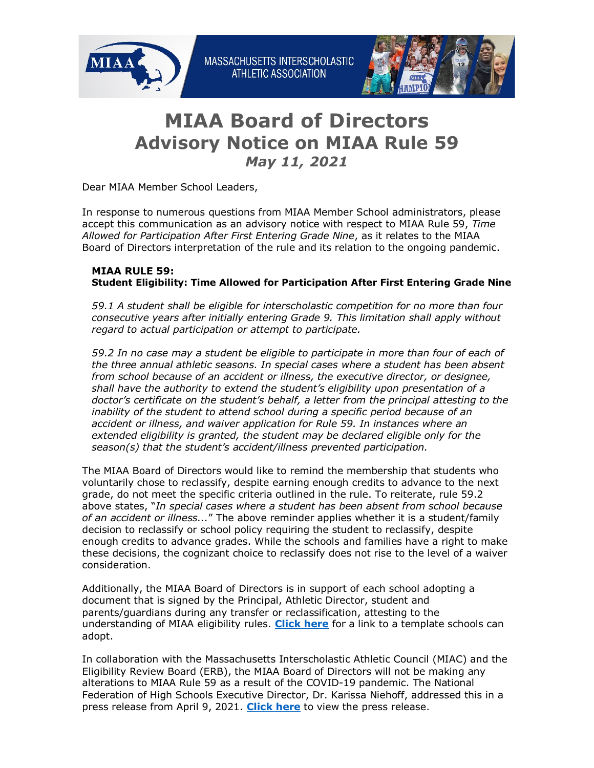MASSACHUSETTS INTERSCHOLASTIC ATHLETIC ASSOCIATION

# MIAA Board of Directors
# Advisory Notice on MIAA Rule 59
### *May 11, 2021*

Dear MIAA Member School Leaders,

In response to numerous questions from MIAA Member School administrators, please accept this communication as an advisory notice with respect to MIAA Rule 59, *Time Allowed for Participation After First Entering Grade Nine*, as it relates to the MIAA Board of Directors interpretation of the rule and its relation to the ongoing pandemic.

> **MIAA RULE 59:**
> **Student Eligibility: Time Allowed for Participation After First Entering Grade Nine**
>
> *59.1 A student shall be eligible for interscholastic competition for no more than four consecutive years after initially entering Grade 9. This limitation shall apply without regard to actual participation or attempt to participate.*
>
> *59.2 In no case may a student be eligible to participate in more than four of each of the three annual athletic seasons. In special cases where a student has been absent from school because of an accident or illness, the executive director, or designee, shall have the authority to extend the student's eligibility upon presentation of a doctor's certificate on the student's behalf, a letter from the principal attesting to the inability of the student to attend school during a specific period because of an accident or illness, and waiver application for Rule 59. In instances where an extended eligibility is granted, the student may be declared eligible only for the season(s) that the student's accident/illness prevented participation.*

The MIAA Board of Directors would like to remind the membership that students who voluntarily chose to reclassify, despite earning enough credits to advance to the next grade, do not meet the specific criteria outlined in the rule. To reiterate, rule 59.2 above states, "*In special cases where a student has been absent from school because of an accident or illness...*" The above reminder applies whether it is a student/family decision to reclassify or school policy requiring the student to reclassify, despite enough credits to advance grades. While the schools and families have a right to make these decisions, the cognizant choice to reclassify does not rise to the level of a waiver consideration.

Additionally, the MIAA Board of Directors is in support of each school adopting a document that is signed by the Principal, Athletic Director, student and parents/guardians during any transfer or reclassification, attesting to the understanding of MIAA eligibility rules. **Click here** for a link to a template schools can adopt.

In collaboration with the Massachusetts Interscholastic Athletic Council (MIAC) and the Eligibility Review Board (ERB), the MIAA Board of Directors will not be making any alterations to MIAA Rule 59 as a result of the COVID-19 pandemic. The National Federation of High Schools Executive Director, Dr. Karissa Niehoff, addressed this in a press release from April 9, 2021. **Click here** to view the press release.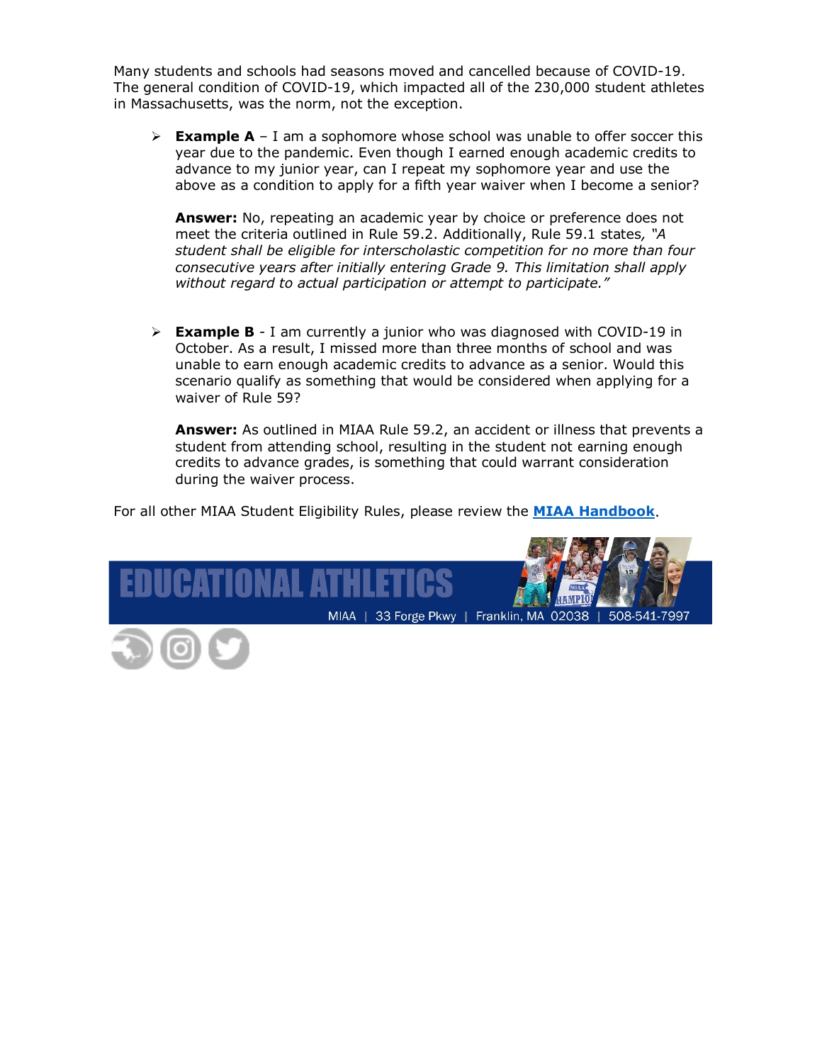Many students and schools had seasons moved and cancelled because of COVID-19. The general condition of COVID-19, which impacted all of the 230,000 student athletes in Massachusetts, was the norm, not the exception.

- **Example A** – I am a sophomore whose school was unable to offer soccer this year due to the pandemic. Even though I earned enough academic credits to advance to my junior year, can I repeat my sophomore year and use the above as a condition to apply for a fifth year waiver when I become a senior?

  **Answer:** No, repeating an academic year by choice or preference does not meet the criteria outlined in Rule 59.2. Additionally, Rule 59.1 states, *"A student shall be eligible for interscholastic competition for no more than four consecutive years after initially entering Grade 9. This limitation shall apply without regard to actual participation or attempt to participate."*

- **Example B** - I am currently a junior who was diagnosed with COVID-19 in October. As a result, I missed more than three months of school and was unable to earn enough academic credits to advance as a senior. Would this scenario qualify as something that would be considered when applying for a waiver of Rule 59?

  **Answer:** As outlined in MIAA Rule 59.2, an accident or illness that prevents a student from attending school, resulting in the student not earning enough credits to advance grades, is something that could warrant consideration during the waiver process.

For all other MIAA Student Eligibility Rules, please review the **MIAA Handbook**.

EDUCATIONAL ATHLETICS

MIAA | 33 Forge Pkwy | Franklin, MA 02038 | 508-541-7997